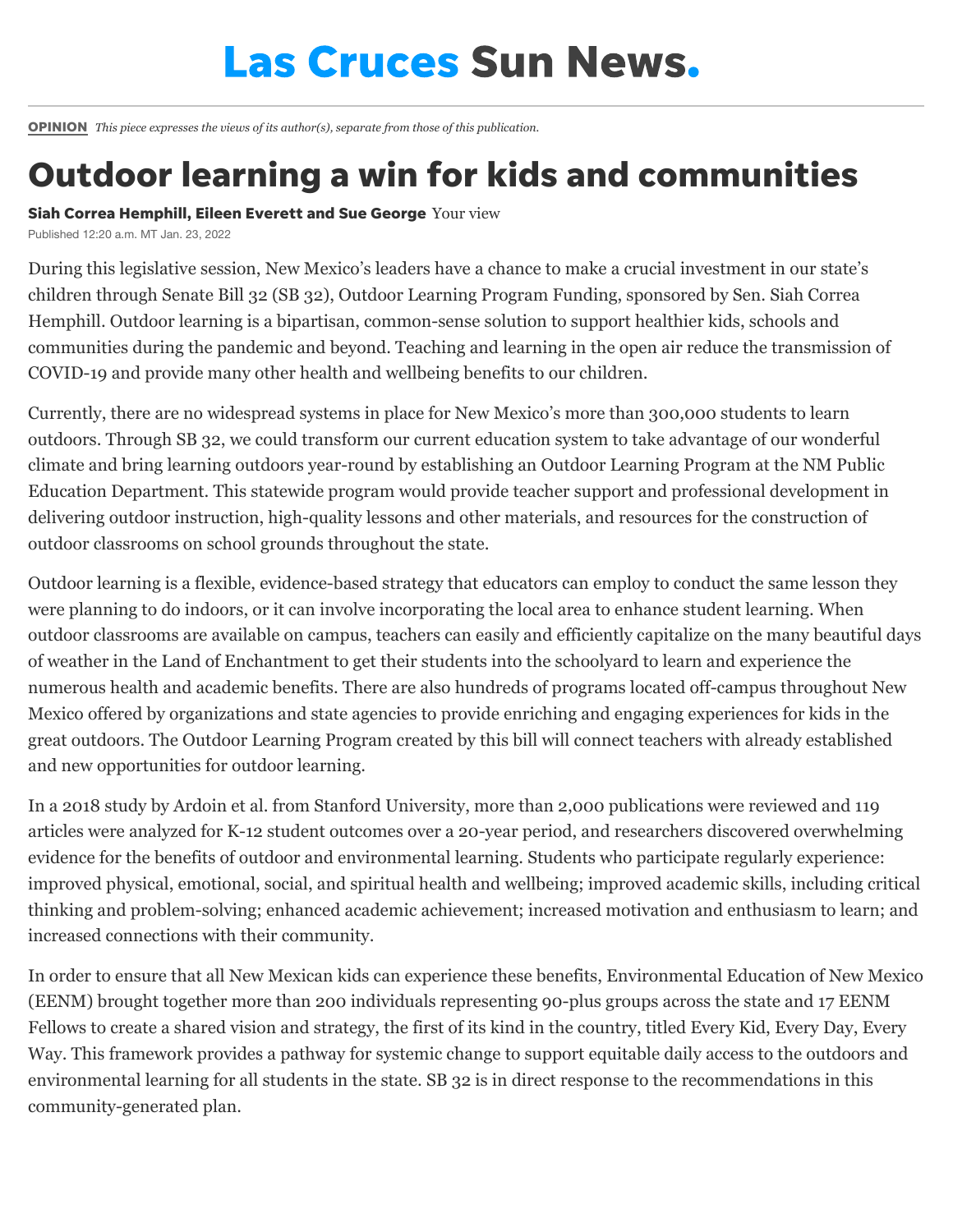Las Cruces Sun News.

**OPINION** *This piece expresses the views of its author(s), separate from those of this publication.*

# Outdoor learning a win for kids and communities

**Siah Correa Hemphill, Eileen Everett and Sue George** Your view

Published 12:20 a.m. MT Jan. 23, 2022

During this legislative session, New Mexico's leaders have a chance to make a crucial investment in our state's children through Senate Bill 32 (SB 32), Outdoor Learning Program Funding, sponsored by Sen. Siah Correa Hemphill. Outdoor learning is a bipartisan, common-sense solution to support healthier kids, schools and communities during the pandemic and beyond. Teaching and learning in the open air reduce the transmission of COVID-19 and provide many other health and wellbeing benefits to our children.

Currently, there are no widespread systems in place for New Mexico's more than 300,000 students to learn outdoors. Through SB 32, we could transform our current education system to take advantage of our wonderful climate and bring learning outdoors year-round by establishing an Outdoor Learning Program at the NM Public Education Department. This statewide program would provide teacher support and professional development in delivering outdoor instruction, high-quality lessons and other materials, and resources for the construction of outdoor classrooms on school grounds throughout the state.

Outdoor learning is a flexible, evidence-based strategy that educators can employ to conduct the same lesson they were planning to do indoors, or it can involve incorporating the local area to enhance student learning. When outdoor classrooms are available on campus, teachers can easily and efficiently capitalize on the many beautiful days of weather in the Land of Enchantment to get their students into the schoolyard to learn and experience the numerous health and academic benefits. There are also hundreds of programs located off-campus throughout New Mexico offered by organizations and state agencies to provide enriching and engaging experiences for kids in the great outdoors. The Outdoor Learning Program created by this bill will connect teachers with already established and new opportunities for outdoor learning.

In a 2018 study by Ardoin et al. from Stanford University, more than 2,000 publications were reviewed and 119 articles were analyzed for K-12 student outcomes over a 20-year period, and researchers discovered overwhelming evidence for the benefits of outdoor and environmental learning. Students who participate regularly experience: improved physical, emotional, social, and spiritual health and wellbeing; improved academic skills, including critical thinking and problem-solving; enhanced academic achievement; increased motivation and enthusiasm to learn; and increased connections with their community.

In order to ensure that all New Mexican kids can experience these benefits, Environmental Education of New Mexico (EENM) brought together more than 200 individuals representing 90-plus groups across the state and 17 EENM Fellows to create a shared vision and strategy, the first of its kind in the country, titled Every Kid, Every Day, Every Way. This framework provides a pathway for systemic change to support equitable daily access to the outdoors and environmental learning for all students in the state. SB 32 is in direct response to the recommendations in this community-generated plan.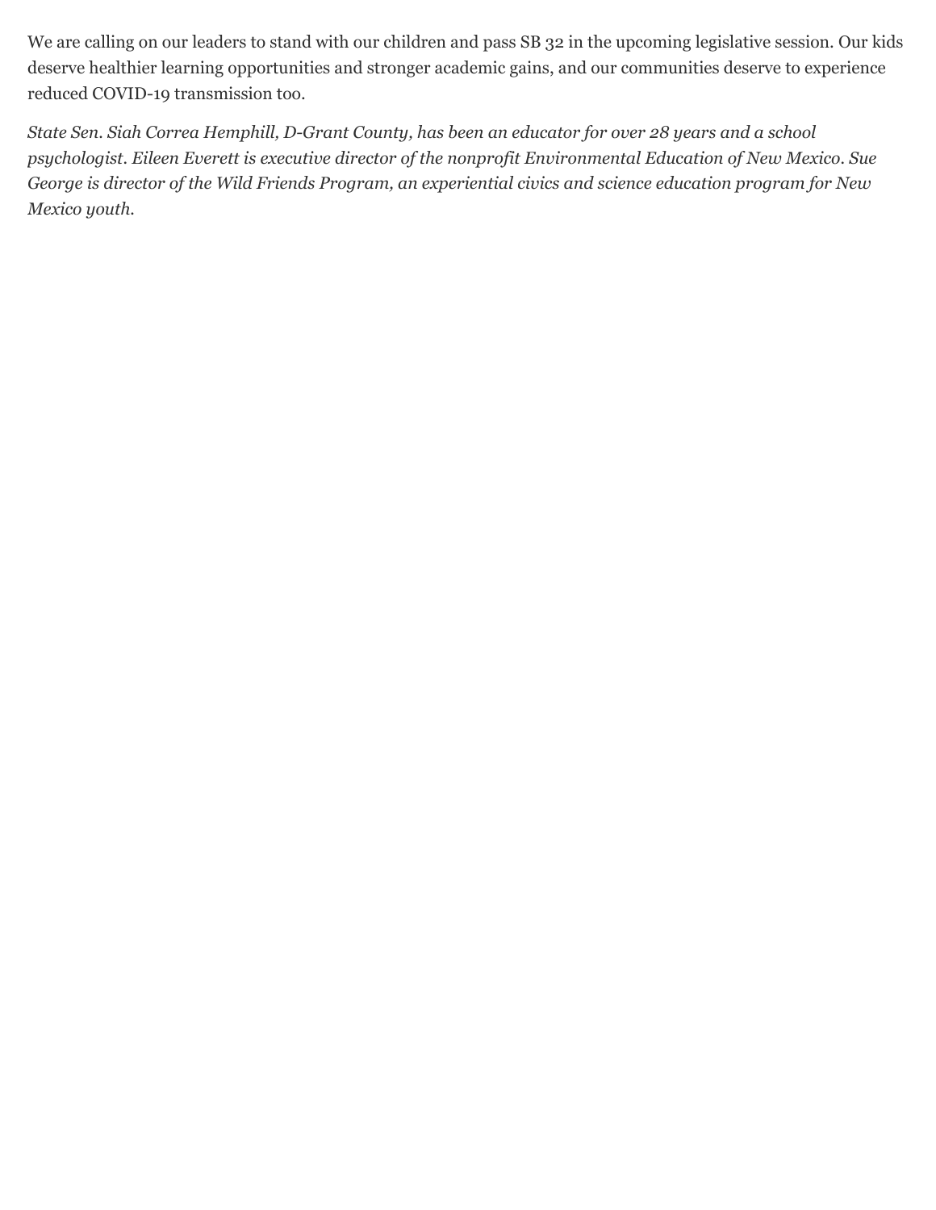We are calling on our leaders to stand with our children and pass SB 32 in the upcoming legislative session. Our kids deserve healthier learning opportunities and stronger academic gains, and our communities deserve to experience reduced COVID-19 transmission too.

*State Sen. Siah Correa Hemphill, D-Grant County, has been an educator for over 28 years and a school psychologist. Eileen Everett is executive director of the nonprofit Environmental Education of New Mexico. Sue George is director of the Wild Friends Program, an experiential civics and science education program for New Mexico youth.*